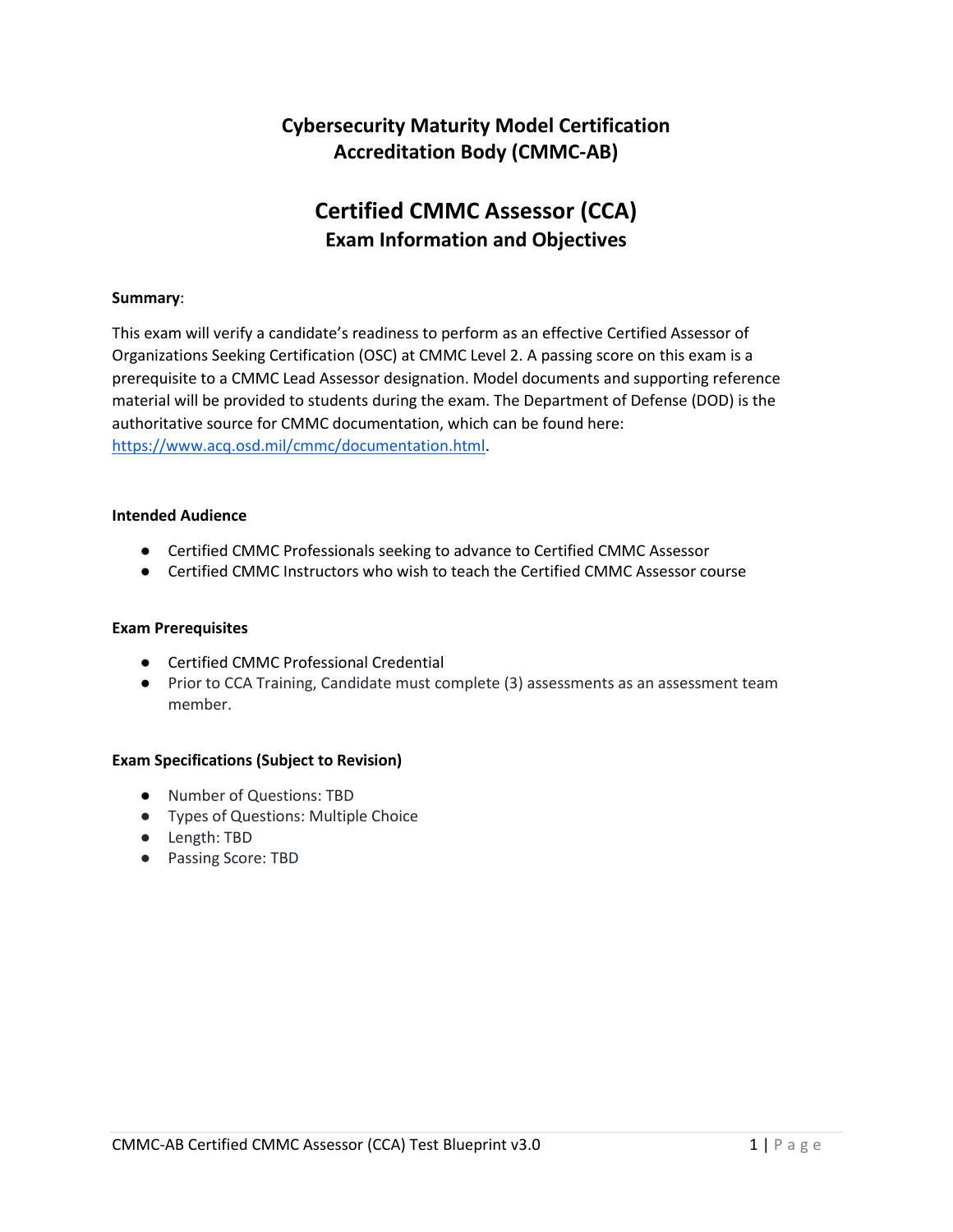# Cybersecurity Maturity Model Certification Accreditation Body (CMMC-AB)

# Certified CMMC Assessor (CCA)

## Exam Information and Objectives

**Summary**:

This exam will verify a candidate's readiness to perform as an effective Certified Assessor of Organizations Seeking Certification (OSC) at CMMC Level 2. A passing score on this exam is a prerequisite to a CMMC Lead Assessor designation. Model documents and supporting reference material will be provided to students during the exam. The Department of Defense (DOD) is the authoritative source for CMMC documentation, which can be found here: https://www.acq.osd.mil/cmmc/documentation.html.

**Intended Audience**

- Certified CMMC Professionals seeking to advance to Certified CMMC Assessor
- Certified CMMC Instructors who wish to teach the Certified CMMC Assessor course

**Exam Prerequisites**

- Certified CMMC Professional Credential
- Prior to CCA Training, Candidate must complete (3) assessments as an assessment team member.

**Exam Specifications (Subject to Revision)**

- Number of Questions: TBD
- Types of Questions: Multiple Choice
- Length: TBD
- Passing Score: TBD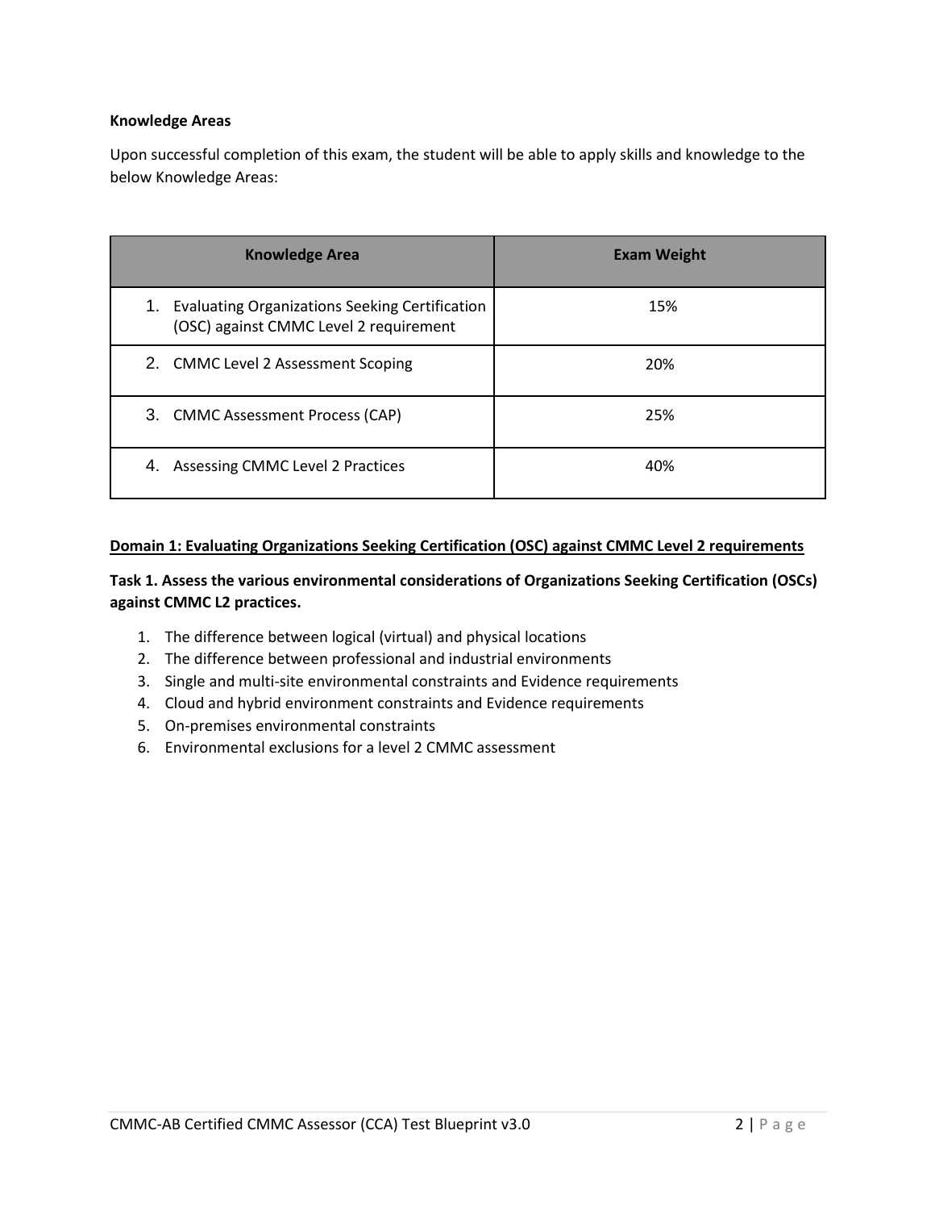**Knowledge Areas**

Upon successful completion of this exam, the student will be able to apply skills and knowledge to the below Knowledge Areas:

| Knowledge Area | Exam Weight |
| --- | --- |
| 1. Evaluating Organizations Seeking Certification (OSC) against CMMC Level 2 requirement | 15% |
| 2. CMMC Level 2 Assessment Scoping | 20% |
| 3. CMMC Assessment Process (CAP) | 25% |
| 4. Assessing CMMC Level 2 Practices | 40% |

**Domain 1: Evaluating Organizations Seeking Certification (OSC) against CMMC Level 2 requirements**

**Task 1. Assess the various environmental considerations of Organizations Seeking Certification (OSCs) against CMMC L2 practices.**

1. The difference between logical (virtual) and physical locations
2. The difference between professional and industrial environments
3. Single and multi-site environmental constraints and Evidence requirements
4. Cloud and hybrid environment constraints and Evidence requirements
5. On-premises environmental constraints
6. Environmental exclusions for a level 2 CMMC assessment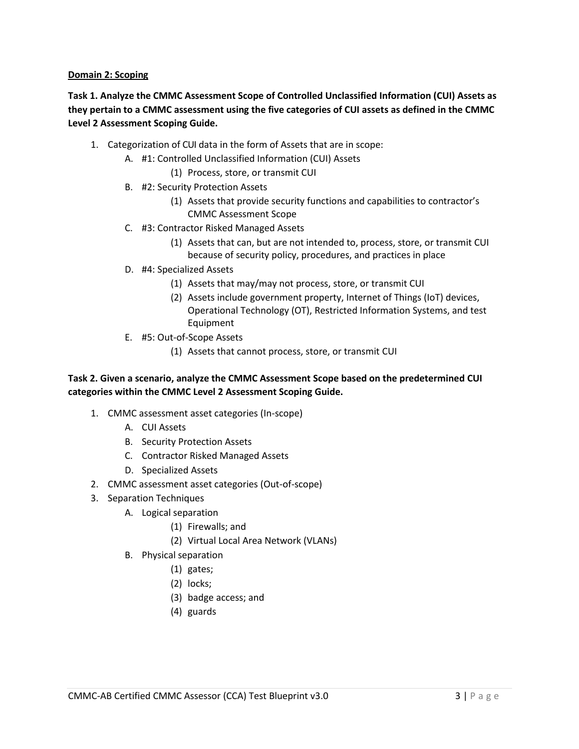**<u>Domain 2: Scoping</u>**

**Task 1. Analyze the CMMC Assessment Scope of Controlled Unclassified Information (CUI) Assets as they pertain to a CMMC assessment using the five categories of CUI assets as defined in the CMMC Level 2 Assessment Scoping Guide.**

1. Categorization of CUI data in the form of Assets that are in scope:
   A. #1: Controlled Unclassified Information (CUI) Assets
      (1) Process, store, or transmit CUI
   B. #2: Security Protection Assets
      (1) Assets that provide security functions and capabilities to contractor's CMMC Assessment Scope
   C. #3: Contractor Risked Managed Assets
      (1) Assets that can, but are not intended to, process, store, or transmit CUI because of security policy, procedures, and practices in place
   D. #4: Specialized Assets
      (1) Assets that may/may not process, store, or transmit CUI
      (2) Assets include government property, Internet of Things (IoT) devices, Operational Technology (OT), Restricted Information Systems, and test Equipment
   E. #5: Out-of-Scope Assets
      (1) Assets that cannot process, store, or transmit CUI

**Task 2. Given a scenario, analyze the CMMC Assessment Scope based on the predetermined CUI categories within the CMMC Level 2 Assessment Scoping Guide.**

1. CMMC assessment asset categories (In-scope)
   A. CUI Assets
   B. Security Protection Assets
   C. Contractor Risked Managed Assets
   D. Specialized Assets
2. CMMC assessment asset categories (Out-of-scope)
3. Separation Techniques
   A. Logical separation
      (1) Firewalls; and
      (2) Virtual Local Area Network (VLANs)
   B. Physical separation
      (1) gates;
      (2) locks;
      (3) badge access; and
      (4) guards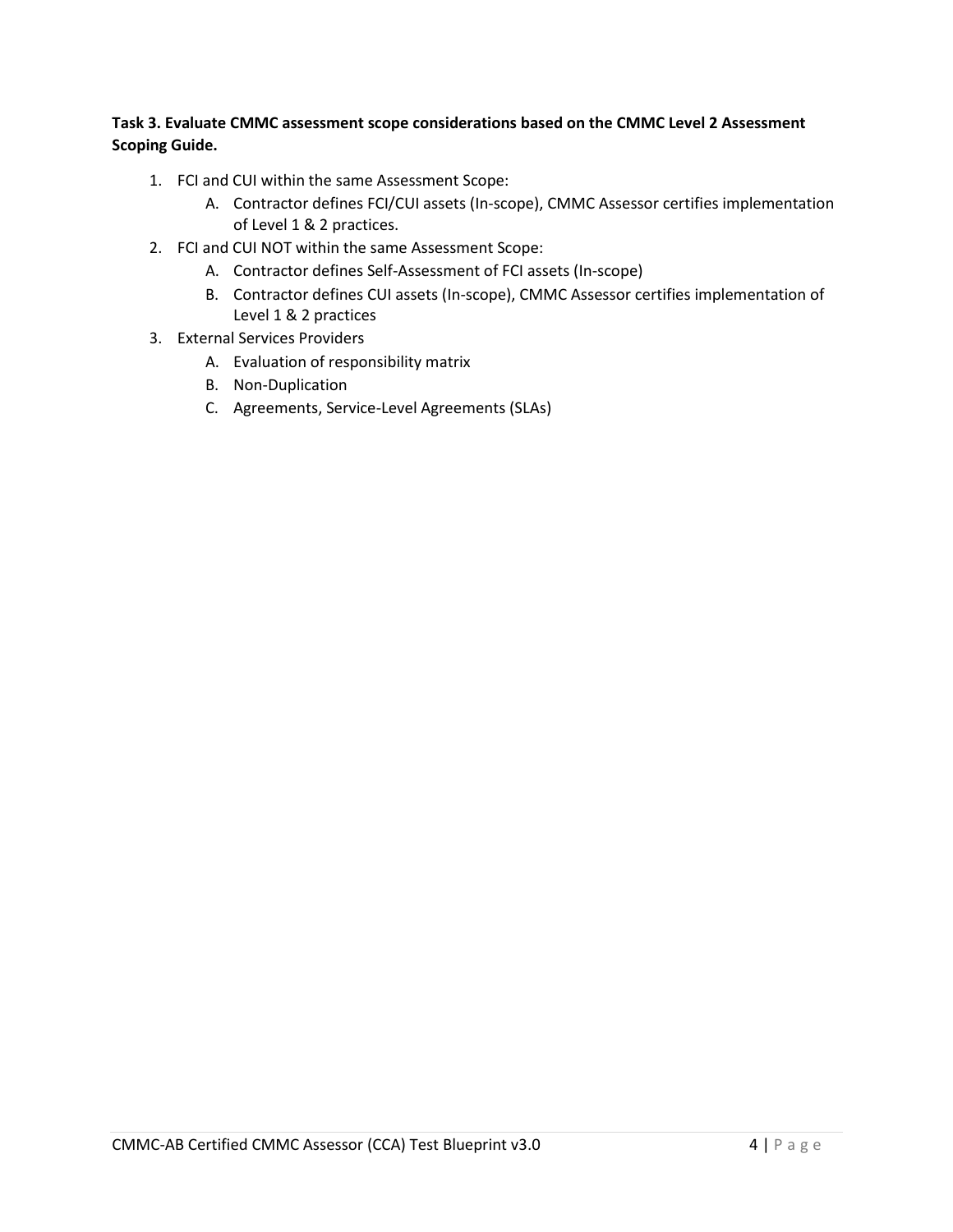**Task 3. Evaluate CMMC assessment scope considerations based on the CMMC Level 2 Assessment Scoping Guide.**

1. FCI and CUI within the same Assessment Scope:
    A. Contractor defines FCI/CUI assets (In-scope), CMMC Assessor certifies implementation of Level 1 & 2 practices.
2. FCI and CUI NOT within the same Assessment Scope:
    A. Contractor defines Self-Assessment of FCI assets (In-scope)
    B. Contractor defines CUI assets (In-scope), CMMC Assessor certifies implementation of Level 1 & 2 practices
3. External Services Providers
    A. Evaluation of responsibility matrix
    B. Non-Duplication
    C. Agreements, Service-Level Agreements (SLAs)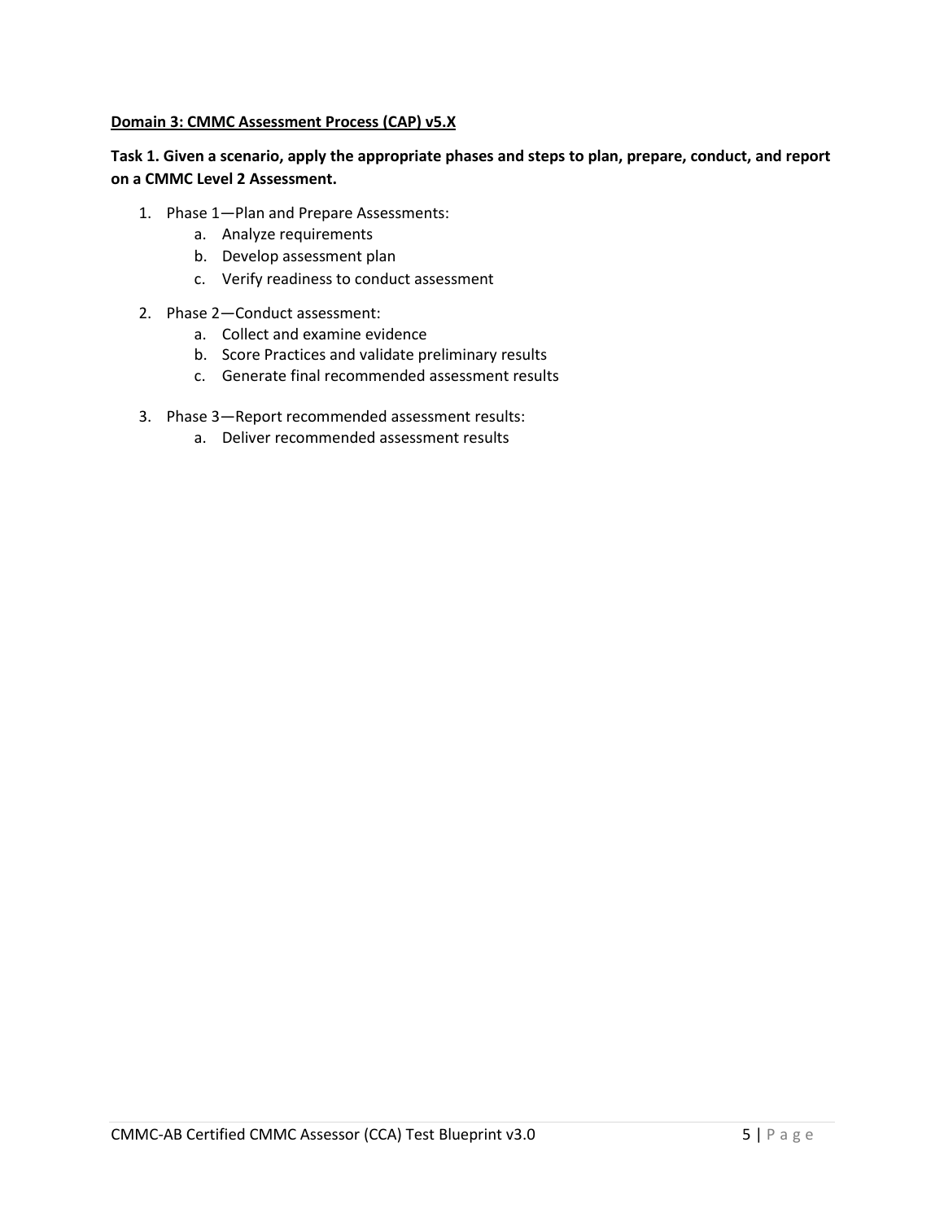## Domain 3: CMMC Assessment Process (CAP) v5.X

**Task 1. Given a scenario, apply the appropriate phases and steps to plan, prepare, conduct, and report on a CMMC Level 2 Assessment.**

1. Phase 1—Plan and Prepare Assessments:
    a. Analyze requirements
    b. Develop assessment plan
    c. Verify readiness to conduct assessment
2. Phase 2—Conduct assessment:
    a. Collect and examine evidence
    b. Score Practices and validate preliminary results
    c. Generate final recommended assessment results
3. Phase 3—Report recommended assessment results:
    a. Deliver recommended assessment results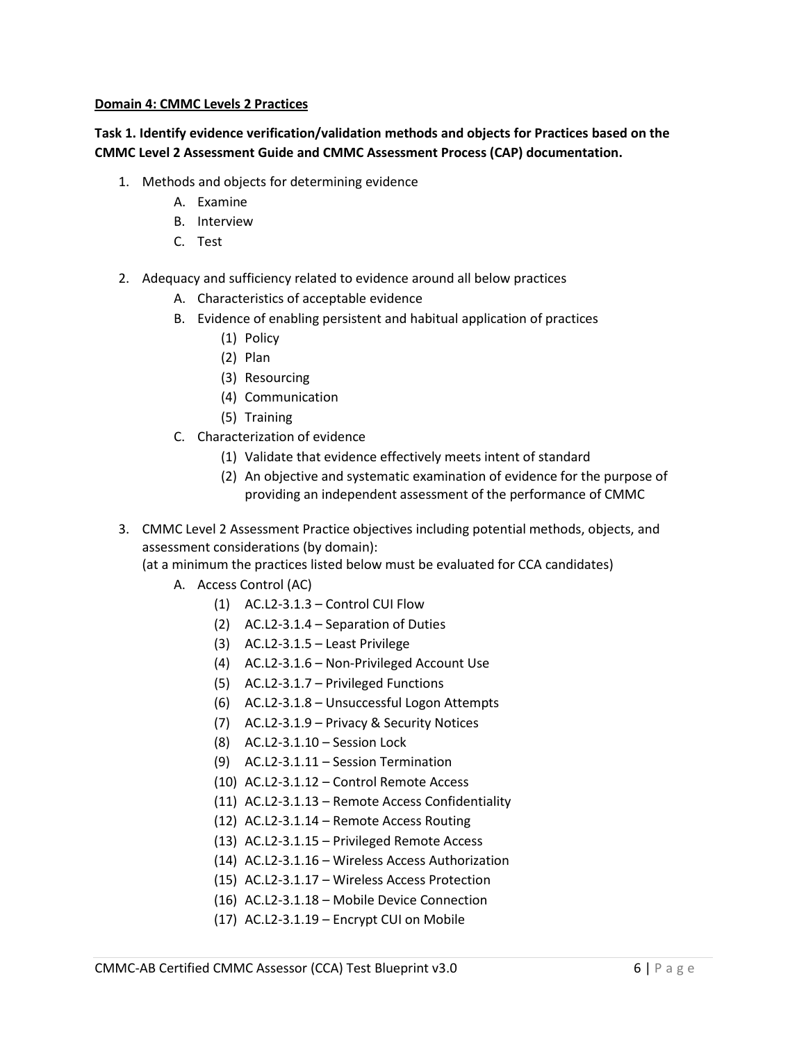**Domain 4: CMMC Levels 2 Practices**

**Task 1. Identify evidence verification/validation methods and objects for Practices based on the CMMC Level 2 Assessment Guide and CMMC Assessment Process (CAP) documentation.**

1. Methods and objects for determining evidence
   - A. Examine
   - B. Interview
   - C. Test

2. Adequacy and sufficiency related to evidence around all below practices
   - A. Characteristics of acceptable evidence
   - B. Evidence of enabling persistent and habitual application of practices
     - (1) Policy
     - (2) Plan
     - (3) Resourcing
     - (4) Communication
     - (5) Training
   - C. Characterization of evidence
     - (1) Validate that evidence effectively meets intent of standard
     - (2) An objective and systematic examination of evidence for the purpose of providing an independent assessment of the performance of CMMC

3. CMMC Level 2 Assessment Practice objectives including potential methods, objects, and assessment considerations (by domain):
   (at a minimum the practices listed below must be evaluated for CCA candidates)
   - A. Access Control (AC)
     - (1) AC.L2-3.1.3 – Control CUI Flow
     - (2) AC.L2-3.1.4 – Separation of Duties
     - (3) AC.L2-3.1.5 – Least Privilege
     - (4) AC.L2-3.1.6 – Non-Privileged Account Use
     - (5) AC.L2-3.1.7 – Privileged Functions
     - (6) AC.L2-3.1.8 – Unsuccessful Logon Attempts
     - (7) AC.L2-3.1.9 – Privacy & Security Notices
     - (8) AC.L2-3.1.10 – Session Lock
     - (9) AC.L2-3.1.11 – Session Termination
     - (10) AC.L2-3.1.12 – Control Remote Access
     - (11) AC.L2-3.1.13 – Remote Access Confidentiality
     - (12) AC.L2-3.1.14 – Remote Access Routing
     - (13) AC.L2-3.1.15 – Privileged Remote Access
     - (14) AC.L2-3.1.16 – Wireless Access Authorization
     - (15) AC.L2-3.1.17 – Wireless Access Protection
     - (16) AC.L2-3.1.18 – Mobile Device Connection
     - (17) AC.L2-3.1.19 – Encrypt CUI on Mobile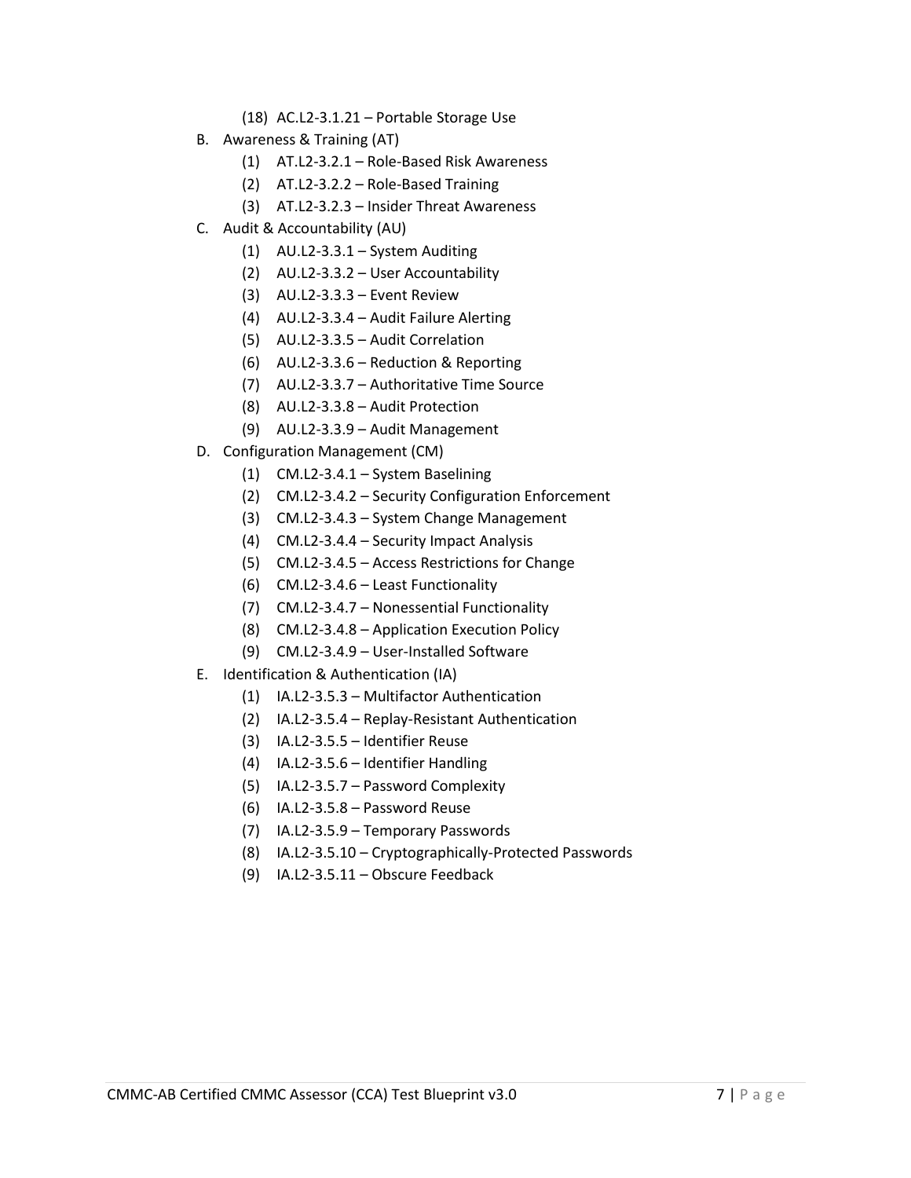(18) AC.L2-3.1.21 – Portable Storage Use

B. Awareness & Training (AT)
   (1) AT.L2-3.2.1 – Role-Based Risk Awareness
   (2) AT.L2-3.2.2 – Role-Based Training
   (3) AT.L2-3.2.3 – Insider Threat Awareness

C. Audit & Accountability (AU)
   (1) AU.L2-3.3.1 – System Auditing
   (2) AU.L2-3.3.2 – User Accountability
   (3) AU.L2-3.3.3 – Event Review
   (4) AU.L2-3.3.4 – Audit Failure Alerting
   (5) AU.L2-3.3.5 – Audit Correlation
   (6) AU.L2-3.3.6 – Reduction & Reporting
   (7) AU.L2-3.3.7 – Authoritative Time Source
   (8) AU.L2-3.3.8 – Audit Protection
   (9) AU.L2-3.3.9 – Audit Management

D. Configuration Management (CM)
   (1) CM.L2-3.4.1 – System Baselining
   (2) CM.L2-3.4.2 – Security Configuration Enforcement
   (3) CM.L2-3.4.3 – System Change Management
   (4) CM.L2-3.4.4 – Security Impact Analysis
   (5) CM.L2-3.4.5 – Access Restrictions for Change
   (6) CM.L2-3.4.6 – Least Functionality
   (7) CM.L2-3.4.7 – Nonessential Functionality
   (8) CM.L2-3.4.8 – Application Execution Policy
   (9) CM.L2-3.4.9 – User-Installed Software

E. Identification & Authentication (IA)
   (1) IA.L2-3.5.3 – Multifactor Authentication
   (2) IA.L2-3.5.4 – Replay-Resistant Authentication
   (3) IA.L2-3.5.5 – Identifier Reuse
   (4) IA.L2-3.5.6 – Identifier Handling
   (5) IA.L2-3.5.7 – Password Complexity
   (6) IA.L2-3.5.8 – Password Reuse
   (7) IA.L2-3.5.9 – Temporary Passwords
   (8) IA.L2-3.5.10 – Cryptographically-Protected Passwords
   (9) IA.L2-3.5.11 – Obscure Feedback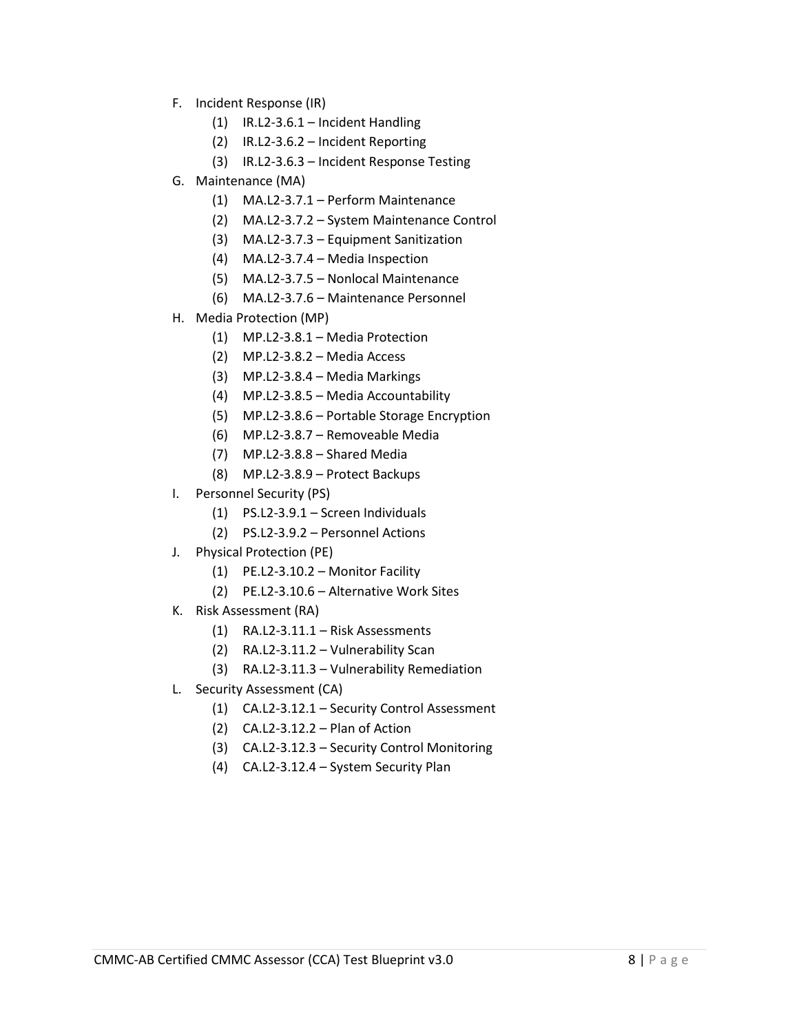F. Incident Response (IR)
   (1) IR.L2-3.6.1 – Incident Handling
   (2) IR.L2-3.6.2 – Incident Reporting
   (3) IR.L2-3.6.3 – Incident Response Testing

G. Maintenance (MA)
   (1) MA.L2-3.7.1 – Perform Maintenance
   (2) MA.L2-3.7.2 – System Maintenance Control
   (3) MA.L2-3.7.3 – Equipment Sanitization
   (4) MA.L2-3.7.4 – Media Inspection
   (5) MA.L2-3.7.5 – Nonlocal Maintenance
   (6) MA.L2-3.7.6 – Maintenance Personnel

H. Media Protection (MP)
   (1) MP.L2-3.8.1 – Media Protection
   (2) MP.L2-3.8.2 – Media Access
   (3) MP.L2-3.8.4 – Media Markings
   (4) MP.L2-3.8.5 – Media Accountability
   (5) MP.L2-3.8.6 – Portable Storage Encryption
   (6) MP.L2-3.8.7 – Removeable Media
   (7) MP.L2-3.8.8 – Shared Media
   (8) MP.L2-3.8.9 – Protect Backups

I. Personnel Security (PS)
   (1) PS.L2-3.9.1 – Screen Individuals
   (2) PS.L2-3.9.2 – Personnel Actions

J. Physical Protection (PE)
   (1) PE.L2-3.10.2 – Monitor Facility
   (2) PE.L2-3.10.6 – Alternative Work Sites

K. Risk Assessment (RA)
   (1) RA.L2-3.11.1 – Risk Assessments
   (2) RA.L2-3.11.2 – Vulnerability Scan
   (3) RA.L2-3.11.3 – Vulnerability Remediation

L. Security Assessment (CA)
   (1) CA.L2-3.12.1 – Security Control Assessment
   (2) CA.L2-3.12.2 – Plan of Action
   (3) CA.L2-3.12.3 – Security Control Monitoring
   (4) CA.L2-3.12.4 – System Security Plan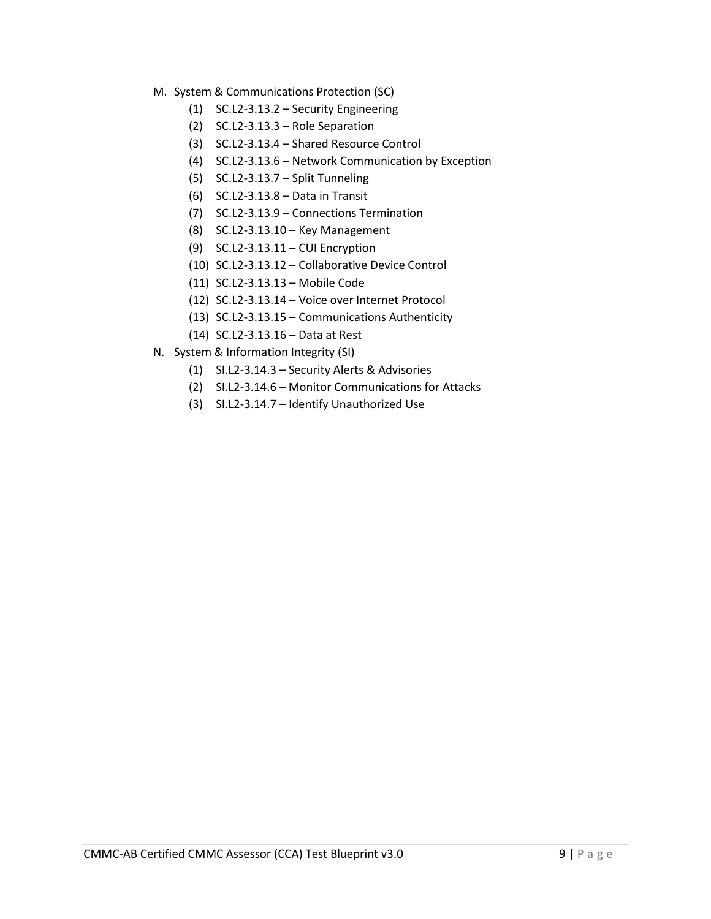M. System & Communications Protection (SC)
   (1) SC.L2-3.13.2 – Security Engineering
   (2) SC.L2-3.13.3 – Role Separation
   (3) SC.L2-3.13.4 – Shared Resource Control
   (4) SC.L2-3.13.6 – Network Communication by Exception
   (5) SC.L2-3.13.7 – Split Tunneling
   (6) SC.L2-3.13.8 – Data in Transit
   (7) SC.L2-3.13.9 – Connections Termination
   (8) SC.L2-3.13.10 – Key Management
   (9) SC.L2-3.13.11 – CUI Encryption
   (10) SC.L2-3.13.12 – Collaborative Device Control
   (11) SC.L2-3.13.13 – Mobile Code
   (12) SC.L2-3.13.14 – Voice over Internet Protocol
   (13) SC.L2-3.13.15 – Communications Authenticity
   (14) SC.L2-3.13.16 – Data at Rest

N. System & Information Integrity (SI)
   (1) SI.L2-3.14.3 – Security Alerts & Advisories
   (2) SI.L2-3.14.6 – Monitor Communications for Attacks
   (3) SI.L2-3.14.7 – Identify Unauthorized Use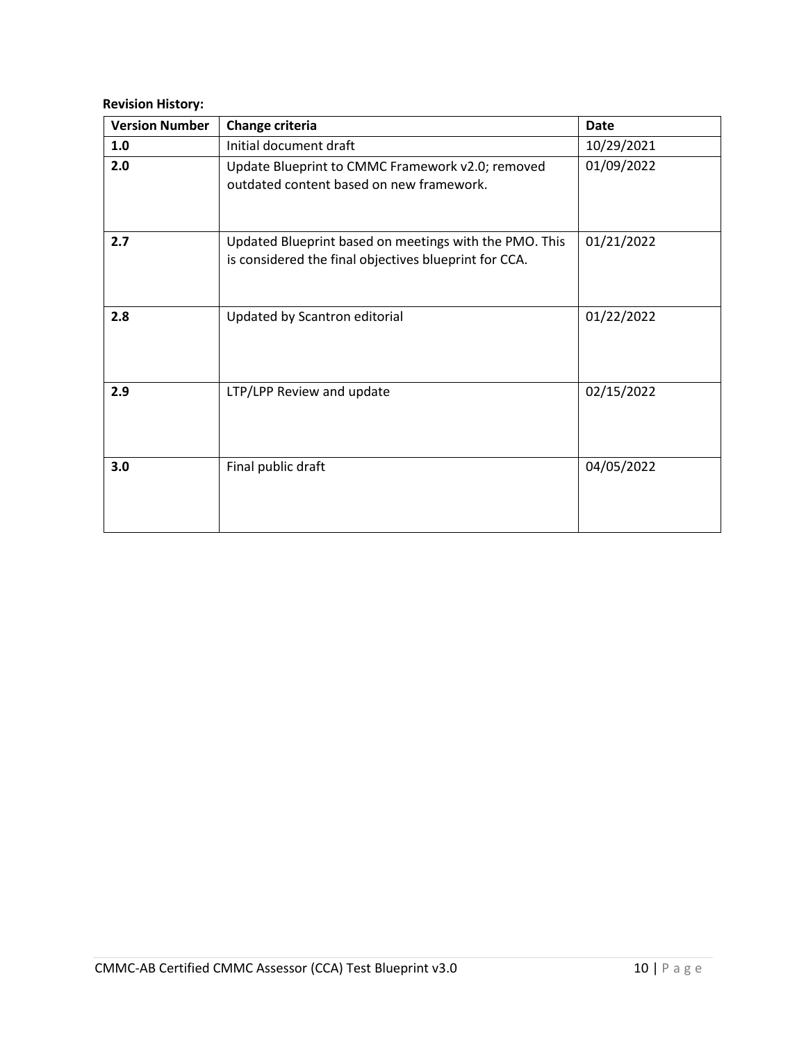**Revision History:**

| Version Number | Change criteria | Date |
|---|---|---|
| **1.0** | Initial document draft | 10/29/2021 |
| **2.0** | Update Blueprint to CMMC Framework v2.0; removed outdated content based on new framework. | 01/09/2022 |
| **2.7** | Updated Blueprint based on meetings with the PMO. This is considered the final objectives blueprint for CCA. | 01/21/2022 |
| **2.8** | Updated by Scantron editorial | 01/22/2022 |
| **2.9** | LTP/LPP Review and update | 02/15/2022 |
| **3.0** | Final public draft | 04/05/2022 |